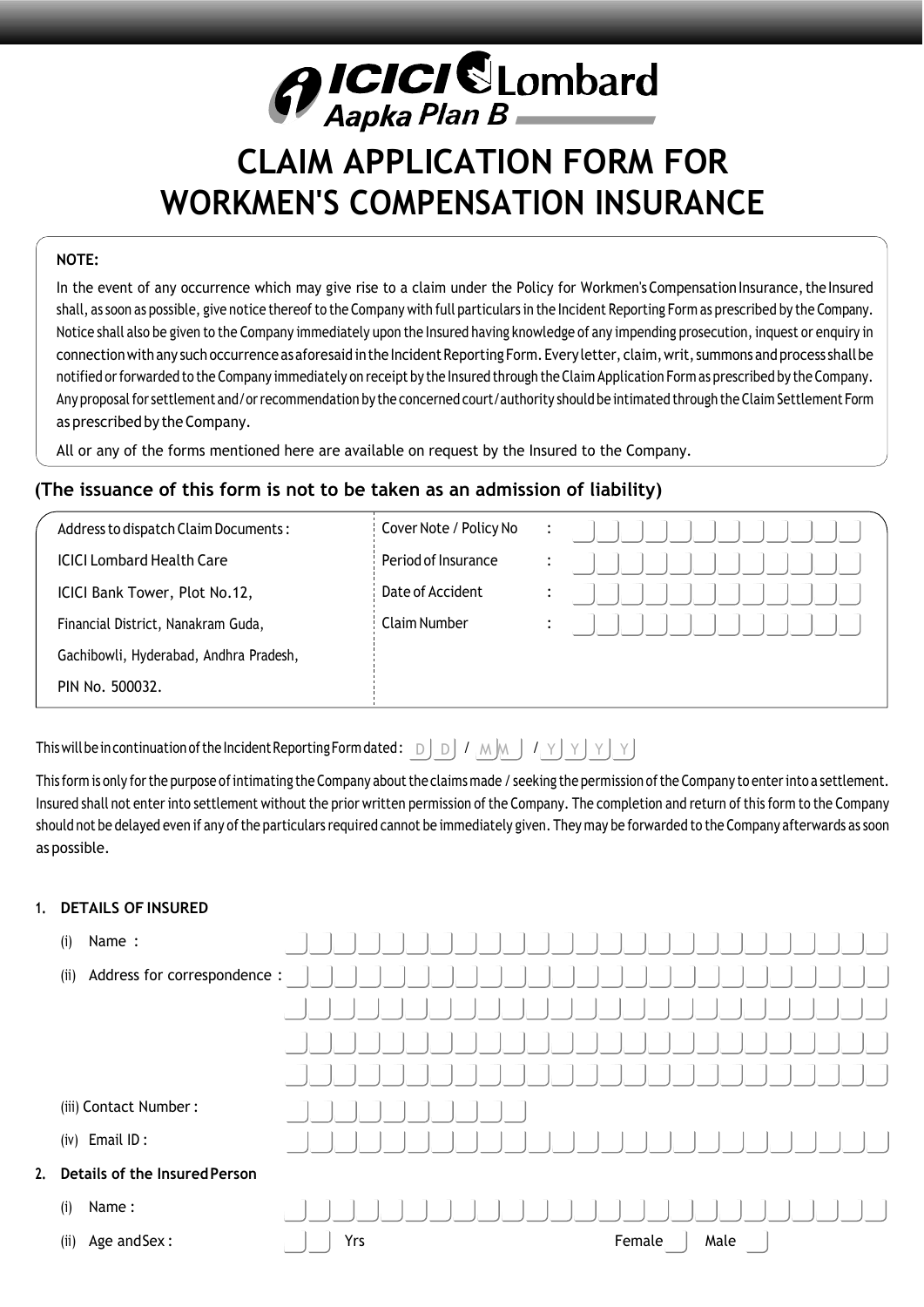ICICI Lombard
Aapka Plan B

# CLAIM APPLICATION FORM FOR WORKMEN'S COMPENSATION INSURANCE

**NOTE:**

In the event of any occurrence which may give rise to a claim under the Policy for Workmen's Compensation Insurance, the Insured shall, as soon as possible, give notice thereof to the Company with full particulars in the Incident Reporting Form as prescribed by the Company. Notice shall also be given to the Company immediately upon the Insured having knowledge of any impending prosecution, inquest or enquiry in connection with any such occurrence as aforesaid in the Incident Reporting Form. Every letter, claim, writ, summons and process shall be notified or forwarded to the Company immediately on receipt by the Insured through the Claim Application Form as prescribed by the Company. Any proposal for settlement and/or recommendation by the concerned court/authority should be intimated through the Claim Settlement Form as prescribed by the Company.

All or any of the forms mentioned here are available on request by the Insured to the Company.

**(The issuance of this form is not to be taken as an admission of liability)**

| Address to dispatch Claim Documents: | Cover Note / Policy No : |
|---|---|
| ICICI Lombard Health Care | Period of Insurance : |
| ICICI Bank Tower, Plot No.12, | Date of Accident : |
| Financial District, Nanakram Guda, | Claim Number : |
| Gachibowli, Hyderabad, Andhra Pradesh, | |
| PIN No. 500032. | |

This will be in continuation of the Incident Reporting Form dated: DD / MM / YYYY

This form is only for the purpose of intimating the Company about the claims made / seeking the permission of the Company to enter into a settlement. Insured shall not enter into settlement without the prior written permission of the Company. The completion and return of this form to the Company should not be delayed even if any of the particulars required cannot be immediately given. They may be forwarded to the Company afterwards as soon as possible.

**1. DETAILS OF INSURED**

(i) Name :

(ii) Address for correspondence :

(iii) Contact Number :

(iv) Email ID :

**2. Details of the Insured Person**

(i) Name :

(ii) Age and Sex : Yrs Female Male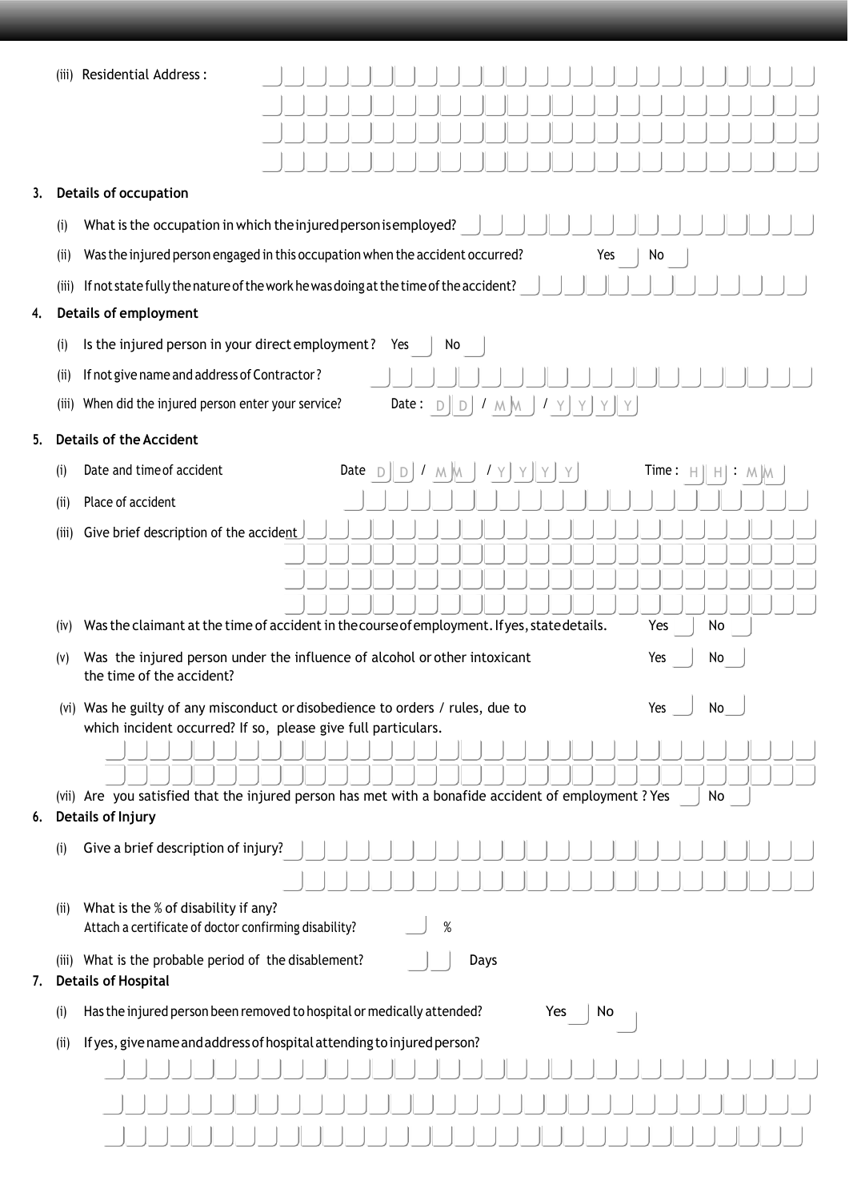(iii) Residential Address :

3. **Details of occupation**

(i) What is the occupation in which the injured person is employed?

(ii) Was the injured person engaged in this occupation when the accident occurred? Yes No

(iii) If not state fully the nature of the work he was doing at the time of the accident?

4. **Details of employment**

(i) Is the injured person in your direct employment? Yes No

(ii) If not give name and address of Contractor?

(iii) When did the injured person enter your service? Date : D D / M M / Y Y Y Y

5. **Details of the Accident**

(i) Date and time of accident Date D D / M M / Y Y Y Y Time : H H : M M

(ii) Place of accident

(iii) Give brief description of the accident

(iv) Was the claimant at the time of accident in the course of employment. If yes, state details. Yes No

(v) Was the injured person under the influence of alcohol or other intoxicant the time of the accident? Yes No

(vi) Was he guilty of any misconduct or disobedience to orders / rules, due to which incident occurred? If so, please give full particulars. Yes No

(vii) Are you satisfied that the injured person has met with a bonafide accident of employment ? Yes No

6. **Details of Injury**

(i) Give a brief description of injury?

(ii) What is the % of disability if any?
Attach a certificate of doctor confirming disability? %

(iii) What is the probable period of the disablement? Days

7. **Details of Hospital**

(i) Has the injured person been removed to hospital or medically attended? Yes No

(ii) If yes, give name and address of hospital attending to injured person?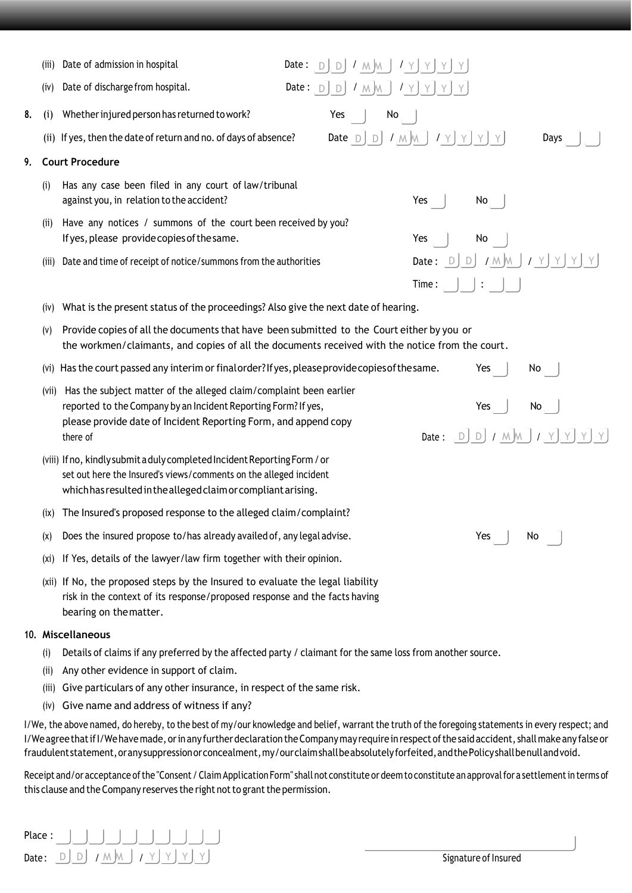(iii) Date of admission in hospital — Date : DD / MM / YYYY

(iv) Date of discharge from hospital. — Date : DD / MM / YYYY

**8.** (i) Whether injured person has returned to work? — Yes ☐ No ☐

(ii) If yes, then the date of return and no. of days of absence? — Date DD / MM / YYYY — Days ☐☐

**9. Court Procedure**

(i) Has any case been filed in any court of law/tribunal against you, in relation to the accident? — Yes ☐ No ☐

(ii) Have any notices / summons of the court been received by you? If yes, please provide copies of the same. — Yes ☐ No ☐

(iii) Date and time of receipt of notice/summons from the authorities — Date : DD / MM / YYYY — Time : ☐☐ : ☐☐

(iv) What is the present status of the proceedings? Also give the next date of hearing.

(v) Provide copies of all the documents that have been submitted to the Court either by you or the workmen/claimants, and copies of all the documents received with the notice from the court.

(vi) Has the court passed any interim or final order? If yes, please provide copies of the same. — Yes ☐ No ☐

(vii) Has the subject matter of the alleged claim/complaint been earlier reported to the Company by an Incident Reporting Form? If yes, please provide date of Incident Reporting Form, and append copy there of — Yes ☐ No ☐ — Date : DD / MM / YYYY

(viii) If no, kindly submit a duly completed Incident Reporting Form / or set out here the Insured's views/comments on the alleged incident which has resulted in the alleged claim or compliant arising.

(ix) The Insured's proposed response to the alleged claim/complaint?

(x) Does the insured propose to/has already availed of, any legal advise. — Yes ☐ No ☐

(xi) If Yes, details of the lawyer/law firm together with their opinion.

(xii) If No, the proposed steps by the Insured to evaluate the legal liability risk in the context of its response/proposed response and the facts having bearing on the matter.

**10. Miscellaneous**

(i) Details of claims if any preferred by the affected party / claimant for the same loss from another source.

(ii) Any other evidence in support of claim.

(iii) Give particulars of any other insurance, in respect of the same risk.

(iv) Give name and address of witness if any?

I/We, the above named, do hereby, to the best of my/our knowledge and belief, warrant the truth of the foregoing statements in every respect; and I/We agree that if I/We have made, or in any further declaration the Company may require in respect of the said accident, shall make any false or fraudulent statement, or any suppression or concealment, my/our claim shall be absolutely forfeited, and the Policy shall be null and void.

Receipt and/or acceptance of the "Consent / Claim Application Form" shall not constitute or deem to constitute an approval for a settlement in terms of this clause and the Company reserves the right not to grant the permission.

Place : ☐☐☐☐☐☐☐☐☐☐☐

Date : DD / MM / YYYY

Signature of Insured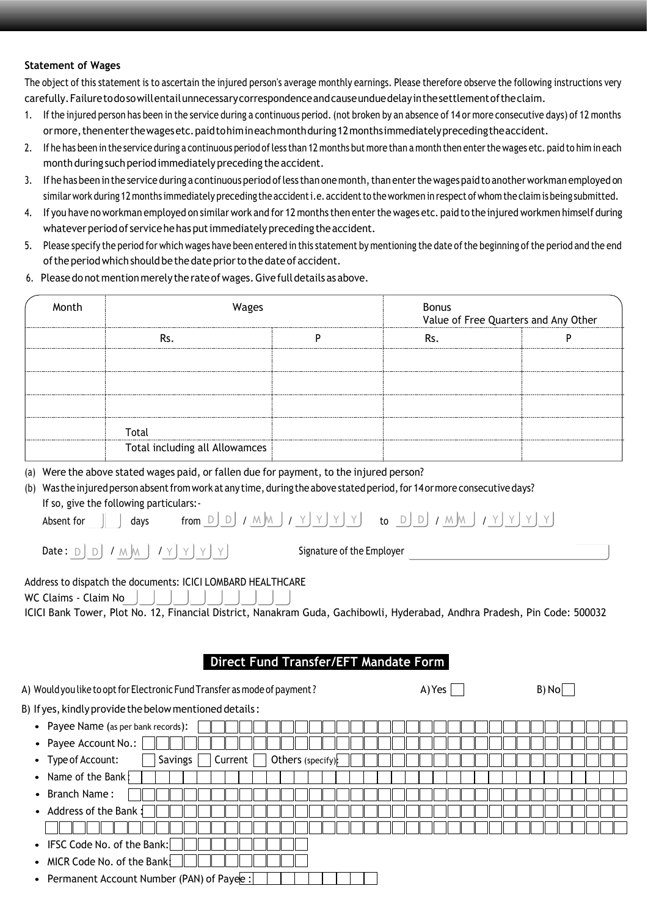**Statement of Wages**

The object of this statement is to ascertain the injured person's average monthly earnings. Please therefore observe the following instructions very carefully. Failure to do so will entail unnecessary correspondence and cause undue delay in the settlement of the claim.

1. If the injured person has been in the service during a continuous period. (not broken by an absence of 14 or more consecutive days) of 12 months or more, then enter the wages etc. paid to him in each month during 12 months immediately preceding the accident.
2. If he has been in the service during a continuous period of less than 12 months but more than a month then enter the wages etc. paid to him in each month during such period immediately preceding the accident.
3. If he has been in the service during a continuous period of less than one month, than enter the wages paid to another workman employed on similar work during 12 months immediately preceding the accident i.e. accident to the workmen in respect of whom the claim is being submitted.
4. If you have no workman employed on similar work and for 12 months then enter the wages etc. paid to the injured workmen himself during whatever period of service he has put immediately preceding the accident.
5. Please specify the period for which wages have been entered in this statement by mentioning the date of the beginning of the period and the end of the period which should be the date prior to the date of accident.
6. Please do not mention merely the rate of wages. Give full details as above.

| Month | Wages | | Bonus<br>Value of Free Quarters and Any Other | |
|---|---|---|---|---|
| | Rs. | P | Rs. | P |
| | | | | |
| | | | | |
| | | | | |
| | Total | | | |
| | Total including all Allowamces | | | |

(a) Were the above stated wages paid, or fallen due for payment, to the injured person?

(b) Was the injured person absent from work at any time, during the above stated period, for 14 or more consecutive days? If so, give the following particulars:-

Absent for ___ days from DD / MM / YYYY to DD / MM / YYYY

Date : DD / MM / YYYY Signature of the Employer ____________

Address to dispatch the documents: ICICI LOMBARD HEALTHCARE
WC Claims - Claim No ____________
ICICI Bank Tower, Plot No. 12, Financial District, Nanakram Guda, Gachibowli, Hyderabad, Andhra Pradesh, Pin Code: 500032

## Direct Fund Transfer/EFT Mandate Form

A) Would you like to opt for Electronic Fund Transfer as mode of payment? A) Yes ☐ B) No ☐

B) If yes, kindly provide the below mentioned details:

- Payee Name (as per bank records): ____________
- Payee Account No.: ____________
- Type of Account: ☐ Savings ☐ Current ☐ Others (specify): ____________
- Name of the Bank: ____________
- Branch Name: ____________
- Address of the Bank: ____________
- IFSC Code No. of the Bank: ____________
- MICR Code No. of the Bank: ____________
- Permanent Account Number (PAN) of Payee: ____________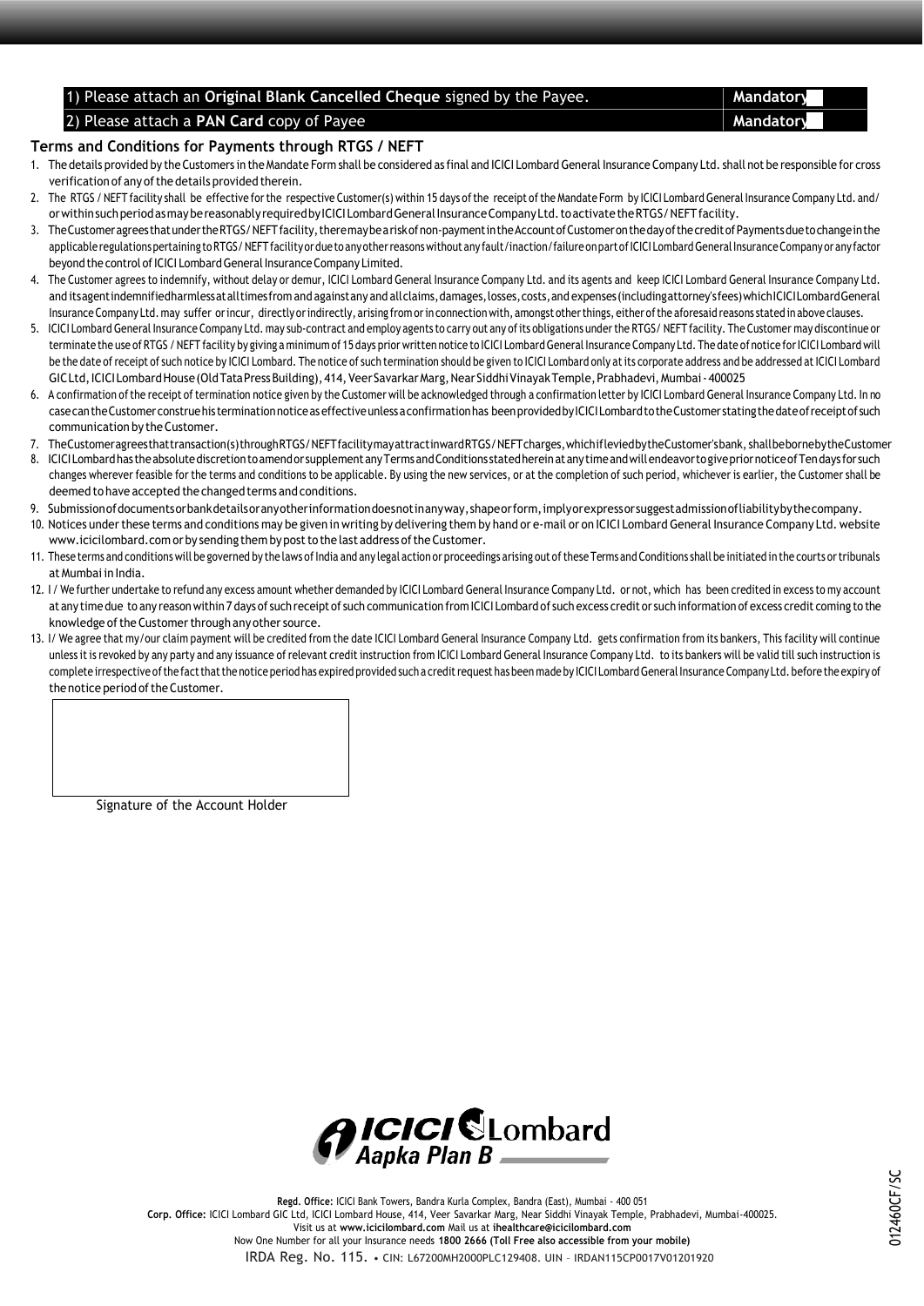| | |
|---|---|
| 1) Please attach an **Original Blank Cancelled Cheque** signed by the Payee. | **Mandatory** |
| 2) Please attach a **PAN Card** copy of Payee | **Mandatory** |

### Terms and Conditions for Payments through RTGS / NEFT

1. The details provided by the Customers in the Mandate Form shall be considered as final and ICICI Lombard General Insurance Company Ltd. shall not be responsible for cross verification of any of the details provided therein.
2. The RTGS / NEFT facility shall be effective for the respective Customer(s) within 15 days of the receipt of the Mandate Form by ICICI Lombard General Insurance Company Ltd. and/ or within such period as may be reasonably required by ICICI Lombard General Insurance Company Ltd. to activate the RTGS/ NEFT facility.
3. The Customer agrees that under the RTGS/ NEFT facility, there may be a risk of non-payment in the Account of Customer on the day of the credit of Payments due to change in the applicable regulations pertaining to RTGS/ NEFT facility or due to any other reasons without any fault/inaction/failure on part of ICICI Lombard General Insurance Company or any factor beyond the control of ICICI Lombard General Insurance Company Limited.
4. The Customer agrees to indemnify, without delay or demur, ICICI Lombard General Insurance Company Ltd. and its agents and keep ICICI Lombard General Insurance Company Ltd. and its agent indemnified harmless at all times from and against any and all claims, damages, losses, costs, and expenses (including attorney's fees) which ICICI Lombard General Insurance Company Ltd. may suffer or incur, directly or indirectly, arising from or in connection with, amongst other things, either of the aforesaid reasons stated in above clauses.
5. ICICI Lombard General Insurance Company Ltd. may sub-contract and employ agents to carry out any of its obligations under the RTGS/ NEFT facility. The Customer may discontinue or terminate the use of RTGS / NEFT facility by giving a minimum of 15 days prior written notice to ICICI Lombard General Insurance Company Ltd. The date of notice for ICICI Lombard will be the date of receipt of such notice by ICICI Lombard. The notice of such termination should be given to ICICI Lombard only at its corporate address and be addressed at ICICI Lombard GIC Ltd, ICICI Lombard House (Old Tata Press Building), 414, Veer Savarkar Marg, Near Siddhi Vinayak Temple, Prabhadevi, Mumbai - 400025
6. A confirmation of the receipt of termination notice given by the Customer will be acknowledged through a confirmation letter by ICICI Lombard General Insurance Company Ltd. In no case can the Customer construe his termination notice as effective unless a confirmation has been provided by ICICI Lombard to the Customer stating the date of receipt of such communication by the Customer.
7. The Customer agrees that transaction(s) through RTGS/ NEFT facility may attract inward RTGS/ NEFT charges, which if levied by the Customer's bank, shall be borne by the Customer
8. ICICI Lombard has the absolute discretion to amend or supplement any Terms and Conditions stated herein at any time and will endeavor to give prior notice of Ten days for such changes wherever feasible for the terms and conditions to be applicable. By using the new services, or at the completion of such period, whichever is earlier, the Customer shall be deemed to have accepted the changed terms and conditions.
9. Submission of documents or bank details or any other information does not in any way, shape or form, imply or express or suggest admission of liability by the company.
10. Notices under these terms and conditions may be given in writing by delivering them by hand or e-mail or on ICICI Lombard General Insurance Company Ltd. website www.icicilombard.com or by sending them by post to the last address of the Customer.
11. These terms and conditions will be governed by the laws of India and any legal action or proceedings arising out of these Terms and Conditions shall be initiated in the courts or tribunals at Mumbai in India.
12. I / We further undertake to refund any excess amount whether demanded by ICICI Lombard General Insurance Company Ltd. or not, which has been credited in excess to my account at any time due to any reason within 7 days of such receipt of such communication from ICICI Lombard of such excess credit or such information of excess credit coming to the knowledge of the Customer through any other source.
13. I/ We agree that my/our claim payment will be credited from the date ICICI Lombard General Insurance Company Ltd. gets confirmation from its bankers, This facility will continue unless it is revoked by any party and any issuance of relevant credit instruction from ICICI Lombard General Insurance Company Ltd. to its bankers will be valid till such instruction is complete irrespective of the fact that the notice period has expired provided such a credit request has been made by ICICI Lombard General Insurance Company Ltd. before the expiry of the notice period of the Customer.

Signature of the Account Holder

ICICI Lombard
Aapka Plan B

**Regd. Office:** ICICI Bank Towers, Bandra Kurla Complex, Bandra (East), Mumbai - 400 051
**Corp. Office:** ICICI Lombard GIC Ltd, ICICI Lombard House, 414, Veer Savarkar Marg, Near Siddhi Vinayak Temple, Prabhadevi, Mumbai-400025.
Visit us at **www.icicilombard.com** Mail us at **ihealthcare@icicilombard.com**
Now One Number for all your Insurance needs **1800 2666 (Toll Free also accessible from your mobile)**
IRDA Reg. No. 115. • CIN: L67200MH2000PLC129408. UIN – IRDAN115CP0017V01201920

012460CF/SC